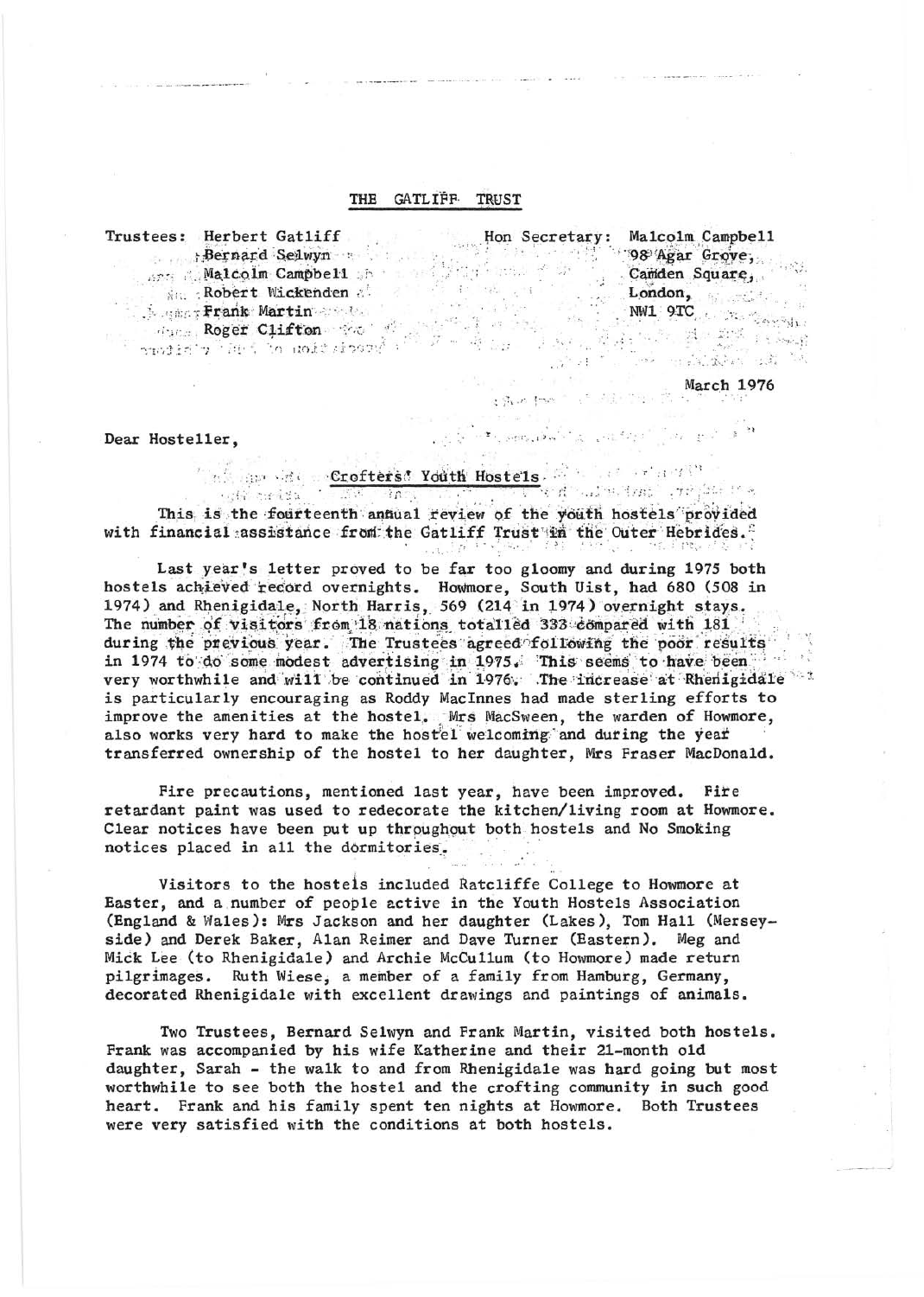# THE GATLIFF TRUST

Trustees: Herbert Gatliff
Bernard Selwyn
Malcolm Campbell
Robert Wickenden
Frank Martin
Roger Clifton

Hon Secretary: Malcolm Campbell
98 Agar Grove,
Camden Square,
London,
NW1 9TC

March 1976

Dear Hosteller,

## Crofters' Youth Hostels

This is the fourteenth annual review of the youth hostels provided with financial assistance from the Gatliff Trust in the Outer Hebrides.

Last year's letter proved to be far too gloomy and during 1975 both hostels achieved record overnights. Howmore, South Uist, had 680 (508 in 1974) and Rhenigidale, North Harris, 569 (214 in 1974) overnight stays. The number of visitors from 18 nations totalled 333 compared with 181 during the previous year. The Trustees agreed following the poor results in 1974 to do some modest advertising in 1975. This seems to have been very worthwhile and will be continued in 1976. The increase at Rhenigidale is particularly encouraging as Roddy MacInnes had made sterling efforts to improve the amenities at the hostel. Mrs MacSween, the warden of Howmore, also works very hard to make the hostel welcoming and during the year transferred ownership of the hostel to her daughter, Mrs Fraser MacDonald.

Fire precautions, mentioned last year, have been improved. Fire retardant paint was used to redecorate the kitchen/living room at Howmore. Clear notices have been put up throughout both hostels and No Smoking notices placed in all the dormitories.

Visitors to the hostels included Ratcliffe College to Howmore at Easter, and a number of people active in the Youth Hostels Association (England & Wales): Mrs Jackson and her daughter (Lakes), Tom Hall (Merseyside) and Derek Baker, Alan Reimer and Dave Turner (Eastern). Meg and Mick Lee (to Rhenigidale) and Archie McCullum (to Howmore) made return pilgrimages. Ruth Wiese, a member of a family from Hamburg, Germany, decorated Rhenigidale with excellent drawings and paintings of animals.

Two Trustees, Bernard Selwyn and Frank Martin, visited both hostels. Frank was accompanied by his wife Katherine and their 21-month old daughter, Sarah - the walk to and from Rhenigidale was hard going but most worthwhile to see both the hostel and the crofting community in such good heart. Frank and his family spent ten nights at Howmore. Both Trustees were very satisfied with the conditions at both hostels.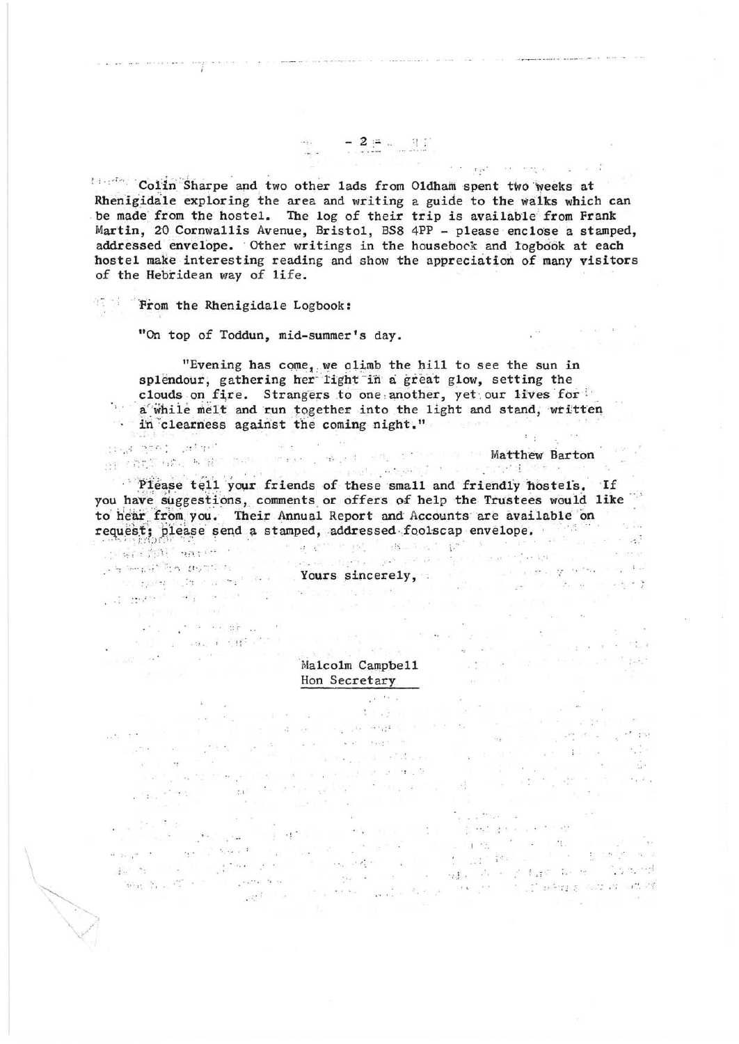Colin Sharpe and two other lads from Oldham spent two weeks at Rhenigidale exploring the area and writing a guide to the walks which can be made from the hostel. The log of their trip is available from Frank Martin, 20 Cornwallis Avenue, Bristol, BS8 4PP - please enclose a stamped, addressed envelope. Other writings in the housebook and logbook at each hostel make interesting reading and show the appreciation of many visitors of the Hebridean way of life.

From the Rhenigidale Logbook:

"On top of Toddun, mid-summer's day.

"Evening has come, we climb the hill to see the sun in splendour, gathering her light in a great glow, setting the clouds on fire. Strangers to one another, yet our lives for a while melt and run together into the light and stand, written in clearness against the coming night."

Matthew Barton

Please tell your friends of these small and friendly hostels. If you have suggestions, comments or offers of help the Trustees would like to hear from you. Their Annual Report and Accounts are available on request; please send a stamped, addressed foolscap envelope.

Yours sincerely,

Malcolm Campbell
Hon Secretary